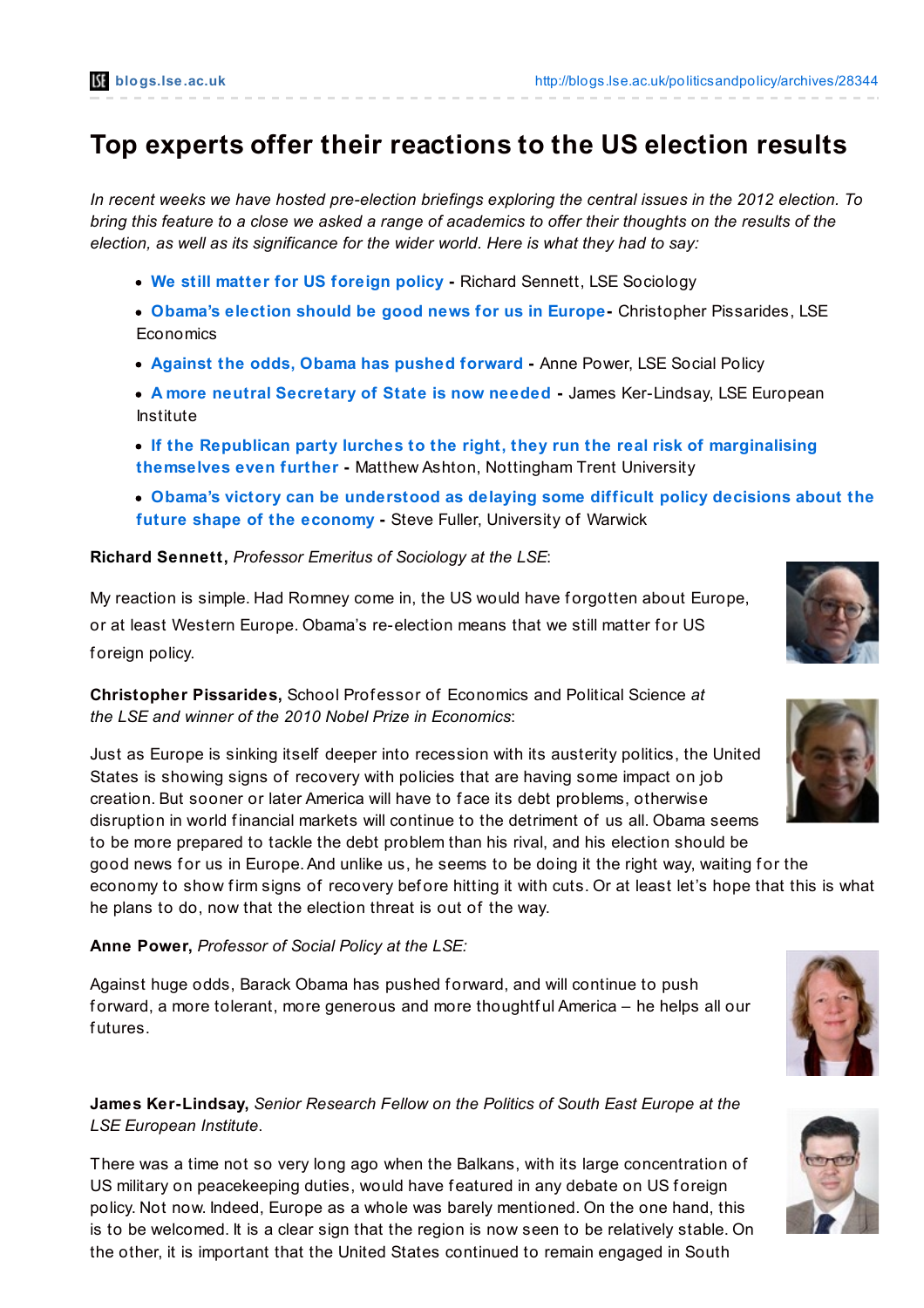# Top experts offer their reactions to the US election results

*In recent weeks we have hosted pre-election briefings exploring the central issues in the 2012 election. To bring this feature to a close we asked a range of academics to offer their thoughts on the results of the election, as well as its significance for the wider world. Here is what they had to say:*

- **We still matter for US foreign policy** - Richard Sennett, LSE Sociology
- **Obama's election should be good news for us in Europe**- Christopher Pissarides, LSE Economics
- **Against the odds, Obama has pushed forward** - Anne Power, LSE Social Policy
- **A more neutral Secretary of State is now needed** - James Ker-Lindsay, LSE European Institute
- **If the Republican party lurches to the right, they run the real risk of marginalising themselves even further** - Matthew Ashton, Nottingham Trent University
- **Obama's victory can be understood as delaying some difficult policy decisions about the future shape of the economy** - Steve Fuller, University of Warwick

**Richard Sennett,** *Professor Emeritus of Sociology at the LSE*:

My reaction is simple. Had Romney come in, the US would have forgotten about Europe, or at least Western Europe. Obama's re-election means that we still matter for US foreign policy.

**Christopher Pissarides,** School Professor of Economics and Political Science *at the LSE and winner of the 2010 Nobel Prize in Economics*:

Just as Europe is sinking itself deeper into recession with its austerity politics, the United States is showing signs of recovery with policies that are having some impact on job creation. But sooner or later America will have to face its debt problems, otherwise disruption in world financial markets will continue to the detriment of us all. Obama seems to be more prepared to tackle the debt problem than his rival, and his election should be good news for us in Europe. And unlike us, he seems to be doing it the right way, waiting for the economy to show firm signs of recovery before hitting it with cuts. Or at least let's hope that this is what he plans to do, now that the election threat is out of the way.

**Anne Power,** *Professor of Social Policy at the LSE:*

Against huge odds, Barack Obama has pushed forward, and will continue to push forward, a more tolerant, more generous and more thoughtful America – he helps all our futures.

**James Ker-Lindsay,** *Senior Research Fellow on the Politics of South East Europe at the LSE European Institute*.

There was a time not so very long ago when the Balkans, with its large concentration of US military on peacekeeping duties, would have featured in any debate on US foreign policy. Not now. Indeed, Europe as a whole was barely mentioned. On the one hand, this is to be welcomed. It is a clear sign that the region is now seen to be relatively stable. On the other, it is important that the United States continued to remain engaged in South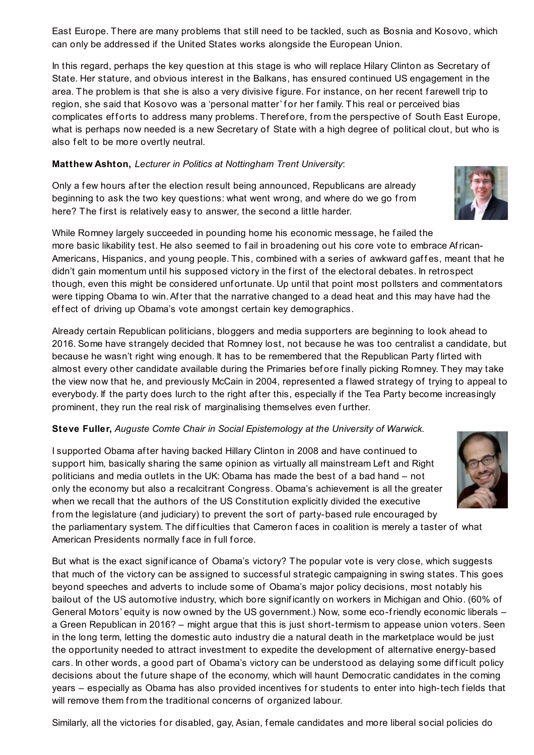East Europe. There are many problems that still need to be tackled, such as Bosnia and Kosovo, which can only be addressed if the United States works alongside the European Union.

In this regard, perhaps the key question at this stage is who will replace Hilary Clinton as Secretary of State. Her stature, and obvious interest in the Balkans, has ensured continued US engagement in the area. The problem is that she is also a very divisive figure. For instance, on her recent farewell trip to region, she said that Kosovo was a 'personal matter' for her family. This real or perceived bias complicates efforts to address many problems. Therefore, from the perspective of South East Europe, what is perhaps now needed is a new Secretary of State with a high degree of political clout, but who is also felt to be more overtly neutral.

**Matthew Ashton,** *Lecturer in Politics at Nottingham Trent University*:

Only a few hours after the election result being announced, Republicans are already beginning to ask the two key questions: what went wrong, and where do we go from here? The first is relatively easy to answer, the second a little harder.

While Romney largely succeeded in pounding home his economic message, he failed the more basic likability test. He also seemed to fail in broadening out his core vote to embrace African-Americans, Hispanics, and young people. This, combined with a series of awkward gaffes, meant that he didn't gain momentum until his supposed victory in the first of the electoral debates. In retrospect though, even this might be considered unfortunate. Up until that point most pollsters and commentators were tipping Obama to win. After that the narrative changed to a dead heat and this may have had the effect of driving up Obama's vote amongst certain key demographics.

Already certain Republican politicians, bloggers and media supporters are beginning to look ahead to 2016. Some have strangely decided that Romney lost, not because he was too centralist a candidate, but because he wasn't right wing enough. It has to be remembered that the Republican Party flirted with almost every other candidate available during the Primaries before finally picking Romney. They may take the view now that he, and previously McCain in 2004, represented a flawed strategy of trying to appeal to everybody. If the party does lurch to the right after this, especially if the Tea Party become increasingly prominent, they run the real risk of marginalising themselves even further.

**Steve Fuller,** *Auguste Comte Chair in Social Epistemology at the University of Warwick.*

I supported Obama after having backed Hillary Clinton in 2008 and have continued to support him, basically sharing the same opinion as virtually all mainstream Left and Right politicians and media outlets in the UK: Obama has made the best of a bad hand – not only the economy but also a recalcitrant Congress. Obama's achievement is all the greater when we recall that the authors of the US Constitution explicitly divided the executive from the legislature (and judiciary) to prevent the sort of party-based rule encouraged by the parliamentary system. The difficulties that Cameron faces in coalition is merely a taster of what American Presidents normally face in full force.

But what is the exact significance of Obama's victory? The popular vote is very close, which suggests that much of the victory can be assigned to successful strategic campaigning in swing states. This goes beyond speeches and adverts to include some of Obama's major policy decisions, most notably his bailout of the US automotive industry, which bore significantly on workers in Michigan and Ohio. (60% of General Motors' equity is now owned by the US government.) Now, some eco-friendly economic liberals – a Green Republican in 2016? – might argue that this is just short-termism to appease union voters. Seen in the long term, letting the domestic auto industry die a natural death in the marketplace would be just the opportunity needed to attract investment to expedite the development of alternative energy-based cars. In other words, a good part of Obama's victory can be understood as delaying some difficult policy decisions about the future shape of the economy, which will haunt Democratic candidates in the coming years – especially as Obama has also provided incentives for students to enter into high-tech fields that will remove them from the traditional concerns of organized labour.

Similarly, all the victories for disabled, gay, Asian, female candidates and more liberal social policies do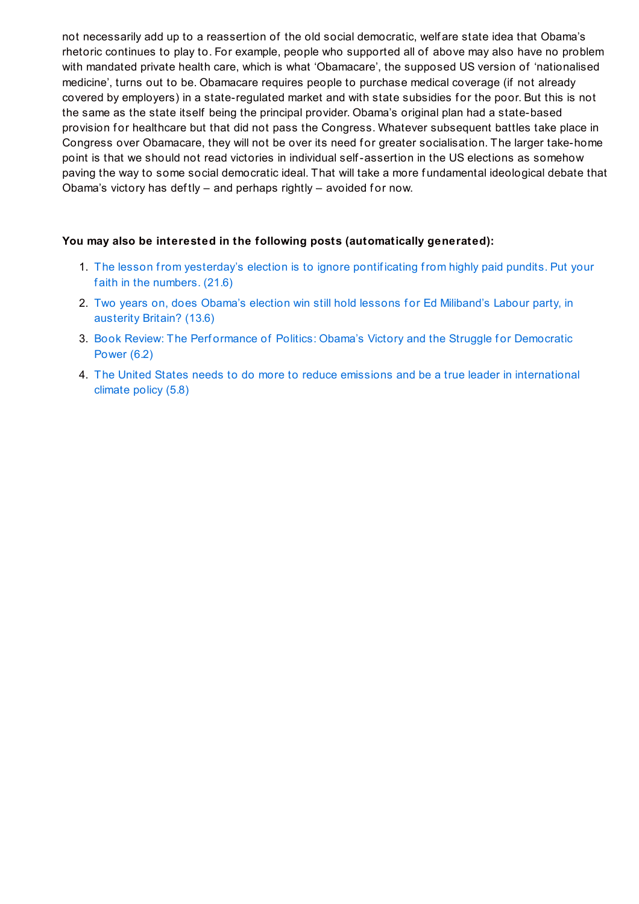not necessarily add up to a reassertion of the old social democratic, welfare state idea that Obama's rhetoric continues to play to. For example, people who supported all of above may also have no problem with mandated private health care, which is what 'Obamacare', the supposed US version of 'nationalised medicine', turns out to be. Obamacare requires people to purchase medical coverage (if not already covered by employers) in a state-regulated market and with state subsidies for the poor. But this is not the same as the state itself being the principal provider. Obama's original plan had a state-based provision for healthcare but that did not pass the Congress. Whatever subsequent battles take place in Congress over Obamacare, they will not be over its need for greater socialisation. The larger take-home point is that we should not read victories in individual self-assertion in the US elections as somehow paving the way to some social democratic ideal. That will take a more fundamental ideological debate that Obama's victory has deftly – and perhaps rightly – avoided for now.

**You may also be interested in the following posts (automatically generated):**

1. The lesson from yesterday's election is to ignore pontificating from highly paid pundits. Put your faith in the numbers. (21.6)
2. Two years on, does Obama's election win still hold lessons for Ed Miliband's Labour party, in austerity Britain? (13.6)
3. Book Review: The Performance of Politics: Obama's Victory and the Struggle for Democratic Power (6.2)
4. The United States needs to do more to reduce emissions and be a true leader in international climate policy (5.8)